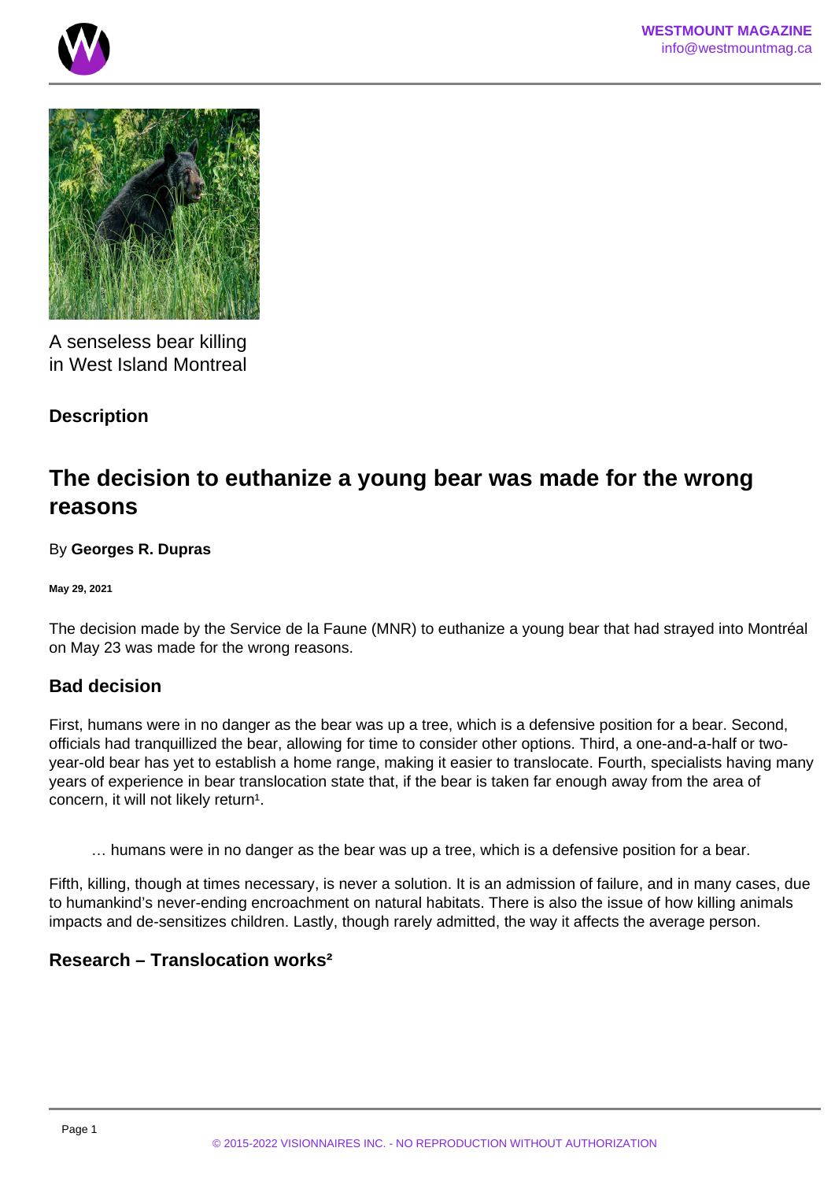A senseless bear killing in West Island Montreal

### Description

## The decision to euthanize a young bear was made for the wrong reasons

By **Georges R. Dupras**

**May 29, 2021**

The decision made by the Service de la Faune (MNR) to euthanize a young bear that had strayed into Montréal on May 23 was made for the wrong reasons.

### Bad decision

First, humans were in no danger as the bear was up a tree, which is a defensive position for a bear. Second, officials had tranquillized the bear, allowing for time to consider other options. Third, a one-and-a-half or two-year-old bear has yet to establish a home range, making it easier to translocate. Fourth, specialists having many years of experience in bear translocation state that, if the bear is taken far enough away from the area of concern, it will not likely return[1].

> … humans were in no danger as the bear was up a tree, which is a defensive position for a bear.

Fifth, killing, though at times necessary, is never a solution. It is an admission of failure, and in many cases, due to humankind's never-ending encroachment on natural habitats. There is also the issue of how killing animals impacts and de-sensitizes children. Lastly, though rarely admitted, the way it affects the average person.

### Research – Translocation works[2]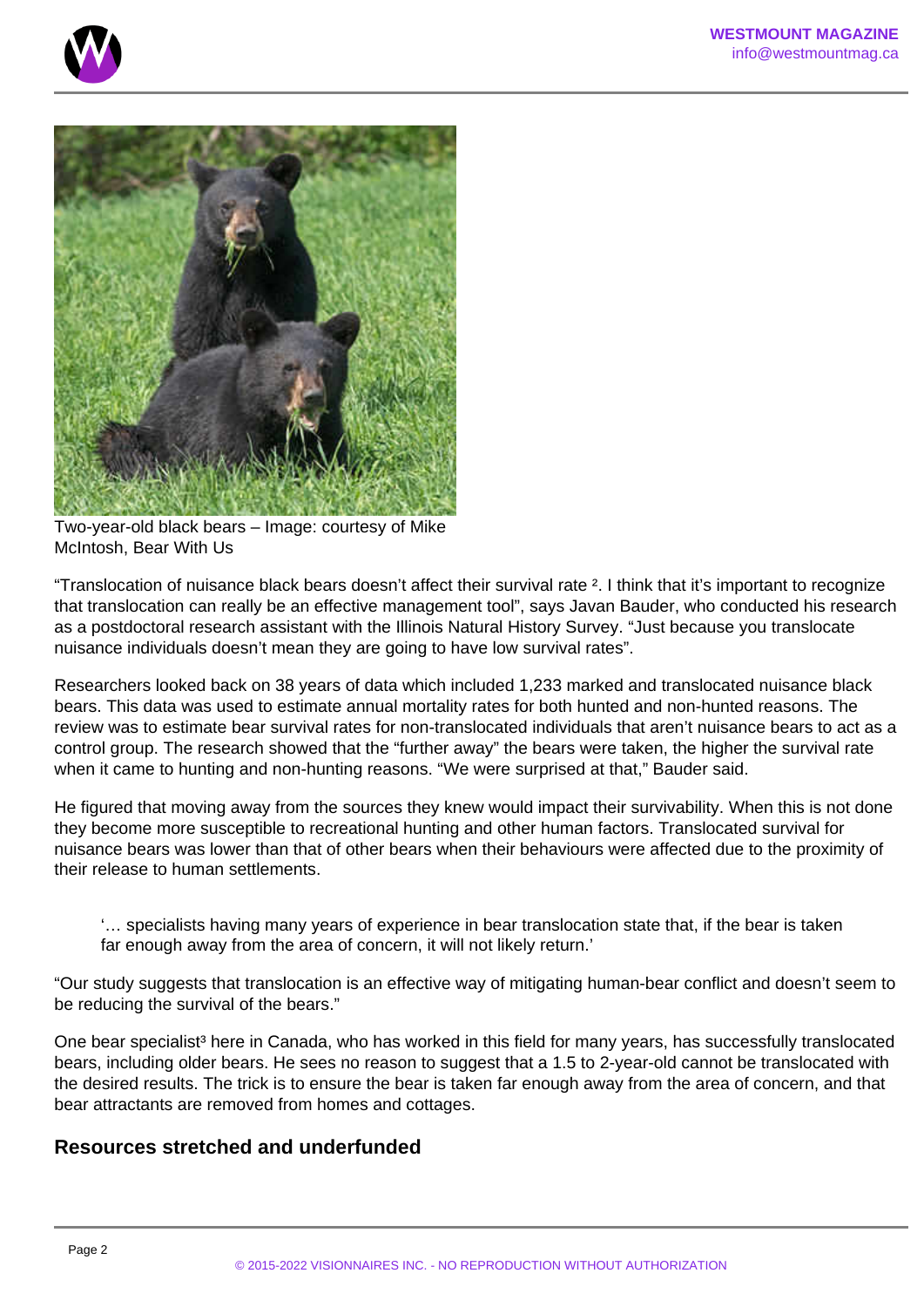Two-year-old black bears – Image: courtesy of Mike McIntosh, Bear With Us

"Translocation of nuisance black bears doesn't affect their survival rate [2]. I think that it's important to recognize that translocation can really be an effective management tool", says Javan Bauder, who conducted his research as a postdoctoral research assistant with the Illinois Natural History Survey. "Just because you translocate nuisance individuals doesn't mean they are going to have low survival rates".

Researchers looked back on 38 years of data which included 1,233 marked and translocated nuisance black bears. This data was used to estimate annual mortality rates for both hunted and non-hunted reasons. The review was to estimate bear survival rates for non-translocated individuals that aren't nuisance bears to act as a control group. The research showed that the "further away" the bears were taken, the higher the survival rate when it came to hunting and non-hunting reasons. "We were surprised at that," Bauder said.

He figured that moving away from the sources they knew would impact their survivability. When this is not done they become more susceptible to recreational hunting and other human factors. Translocated survival for nuisance bears was lower than that of other bears when their behaviours were affected due to the proximity of their release to human settlements.

> '… specialists having many years of experience in bear translocation state that, if the bear is taken far enough away from the area of concern, it will not likely return.'

"Our study suggests that translocation is an effective way of mitigating human-bear conflict and doesn't seem to be reducing the survival of the bears."

One bear specialist[3] here in Canada, who has worked in this field for many years, has successfully translocated bears, including older bears. He sees no reason to suggest that a 1.5 to 2-year-old cannot be translocated with the desired results. The trick is to ensure the bear is taken far enough away from the area of concern, and that bear attractants are removed from homes and cottages.

## Resources stretched and underfunded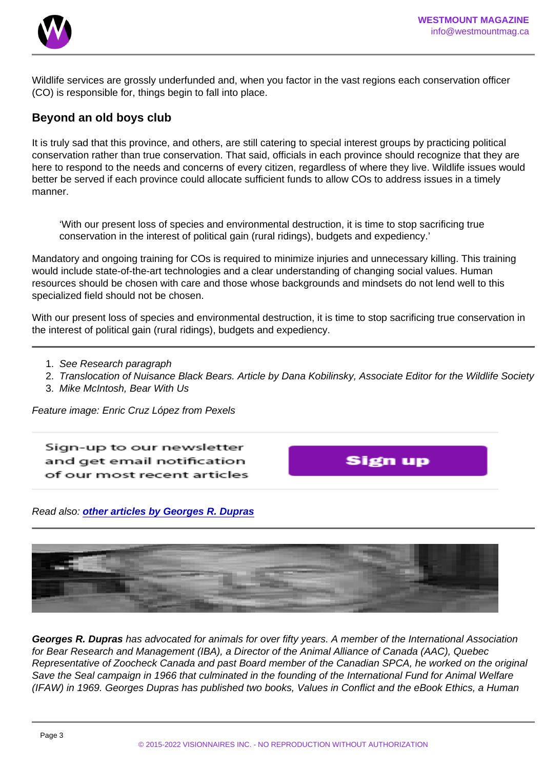Wildlife services are grossly underfunded and, when you factor in the vast regions each conservation officer (CO) is responsible for, things begin to fall into place.

## Beyond an old boys club

It is truly sad that this province, and others, are still catering to special interest groups by practicing political conservation rather than true conservation. That said, officials in each province should recognize that they are here to respond to the needs and concerns of every citizen, regardless of where they live. Wildlife issues would better be served if each province could allocate sufficient funds to allow COs to address issues in a timely manner.

> 'With our present loss of species and environmental destruction, it is time to stop sacrificing true conservation in the interest of political gain (rural ridings), budgets and expediency.'

Mandatory and ongoing training for COs is required to minimize injuries and unnecessary killing. This training would include state-of-the-art technologies and a clear understanding of changing social values. Human resources should be chosen with care and those whose backgrounds and mindsets do not lend well to this specialized field should not be chosen.

With our present loss of species and environmental destruction, it is time to stop sacrificing true conservation in the interest of political gain (rural ridings), budgets and expediency.

---

1. *See Research paragraph*
2. *Translocation of Nuisance Black Bears. Article by Dana Kobilinsky, Associate Editor for the Wildlife Society*
3. *Mike McIntosh, Bear With Us*

*Feature image: Enric Cruz López from Pexels*

Sign-up to our newsletter and get email notification of our most recent articles

Sign up

*Read also:* ***other articles by Georges R. Dupras***

---

***Georges R. Dupras*** *has advocated for animals for over fifty years. A member of the International Association for Bear Research and Management (IBA), a Director of the Animal Alliance of Canada (AAC), Quebec Representative of Zoocheck Canada and past Board member of the Canadian SPCA, he worked on the original Save the Seal campaign in 1966 that culminated in the founding of the International Fund for Animal Welfare (IFAW) in 1969. Georges Dupras has published two books, Values in Conflict and the eBook Ethics, a Human*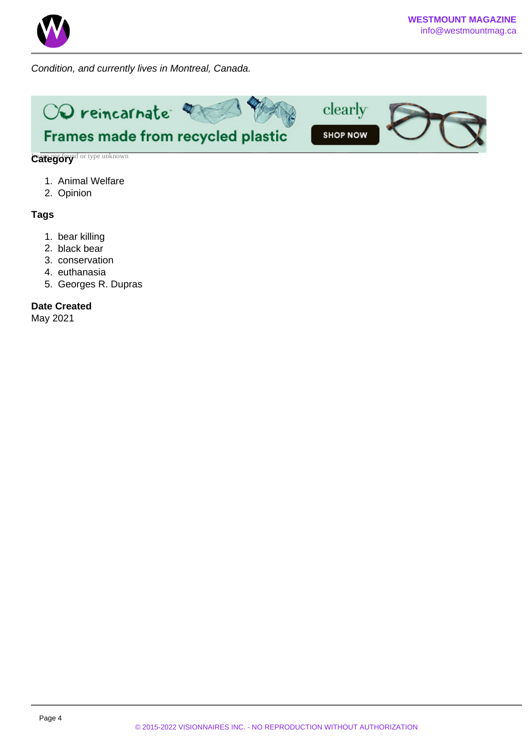*Condition, and currently lives in Montreal, Canada.*

**Category**

1. Animal Welfare
2. Opinion

**Tags**

1. bear killing
2. black bear
3. conservation
4. euthanasia
5. Georges R. Dupras

**Date Created**
May 2021